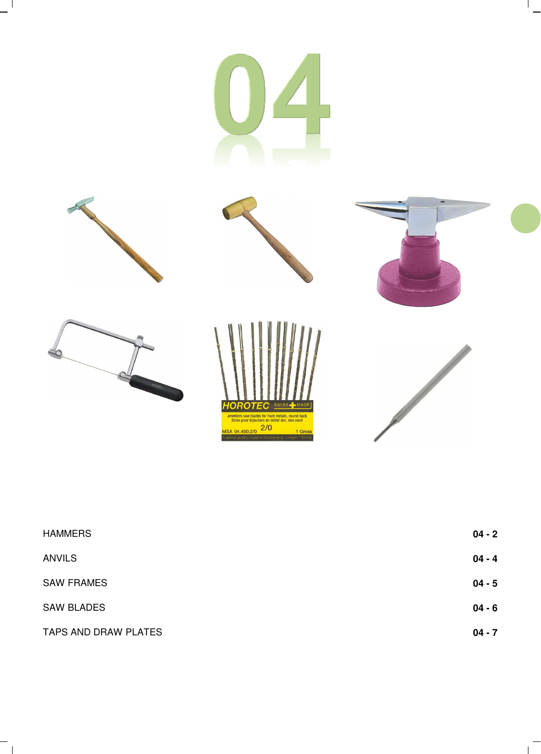# 04

| | |
|---|---|
| HAMMERS | **04 - 2** |
| ANVILS | **04 - 4** |
| SAW FRAMES | **04 - 5** |
| SAW BLADES | **04 - 6** |
| TAPS AND DRAW PLATES | **04 - 7** |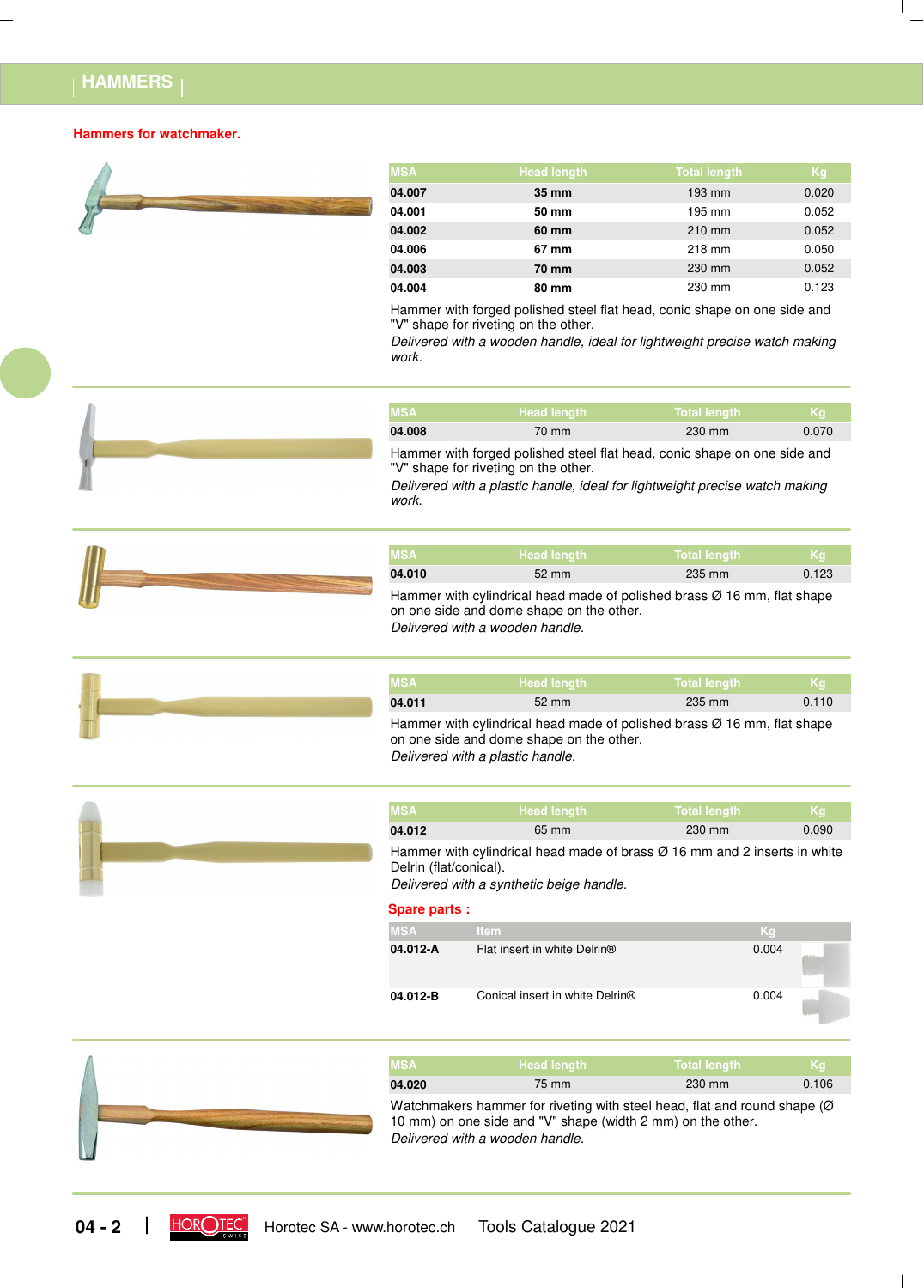# HAMMERS

## Hammers for watchmaker.

| MSA | Head length | Total length | Kg |
|---|---|---|---|
| **04.007** | **35 mm** | 193 mm | 0.020 |
| **04.001** | **50 mm** | 195 mm | 0.052 |
| **04.002** | **60 mm** | 210 mm | 0.052 |
| **04.006** | **67 mm** | 218 mm | 0.050 |
| **04.003** | **70 mm** | 230 mm | 0.052 |
| **04.004** | **80 mm** | 230 mm | 0.123 |

Hammer with forged polished steel flat head, conic shape on one side and "V" shape for riveting on the other.
*Delivered with a wooden handle, ideal for lightweight precise watch making work.*

| MSA | Head length | Total length | Kg |
|---|---|---|---|
| **04.008** | 70 mm | 230 mm | 0.070 |

Hammer with forged polished steel flat head, conic shape on one side and "V" shape for riveting on the other.
*Delivered with a plastic handle, ideal for lightweight precise watch making work.*

| MSA | Head length | Total length | Kg |
|---|---|---|---|
| **04.010** | 52 mm | 235 mm | 0.123 |

Hammer with cylindrical head made of polished brass Ø 16 mm, flat shape on one side and dome shape on the other.
*Delivered with a wooden handle.*

| MSA | Head length | Total length | Kg |
|---|---|---|---|
| **04.011** | 52 mm | 235 mm | 0.110 |

Hammer with cylindrical head made of polished brass Ø 16 mm, flat shape on one side and dome shape on the other.
*Delivered with a plastic handle.*

| MSA | Head length | Total length | Kg |
|---|---|---|---|
| **04.012** | 65 mm | 230 mm | 0.090 |

Hammer with cylindrical head made of brass Ø 16 mm and 2 inserts in white Delrin (flat/conical).
*Delivered with a synthetic beige handle.*

**Spare parts :**

| MSA | Item | Kg |
|---|---|---|
| **04.012-A** | Flat insert in white Delrin® | 0.004 |
| **04.012-B** | Conical insert in white Delrin® | 0.004 |

| MSA | Head length | Total length | Kg |
|---|---|---|---|
| **04.020** | 75 mm | 230 mm | 0.106 |

Watchmakers hammer for riveting with steel head, flat and round shape (Ø 10 mm) on one side and "V" shape (width 2 mm) on the other.
*Delivered with a wooden handle.*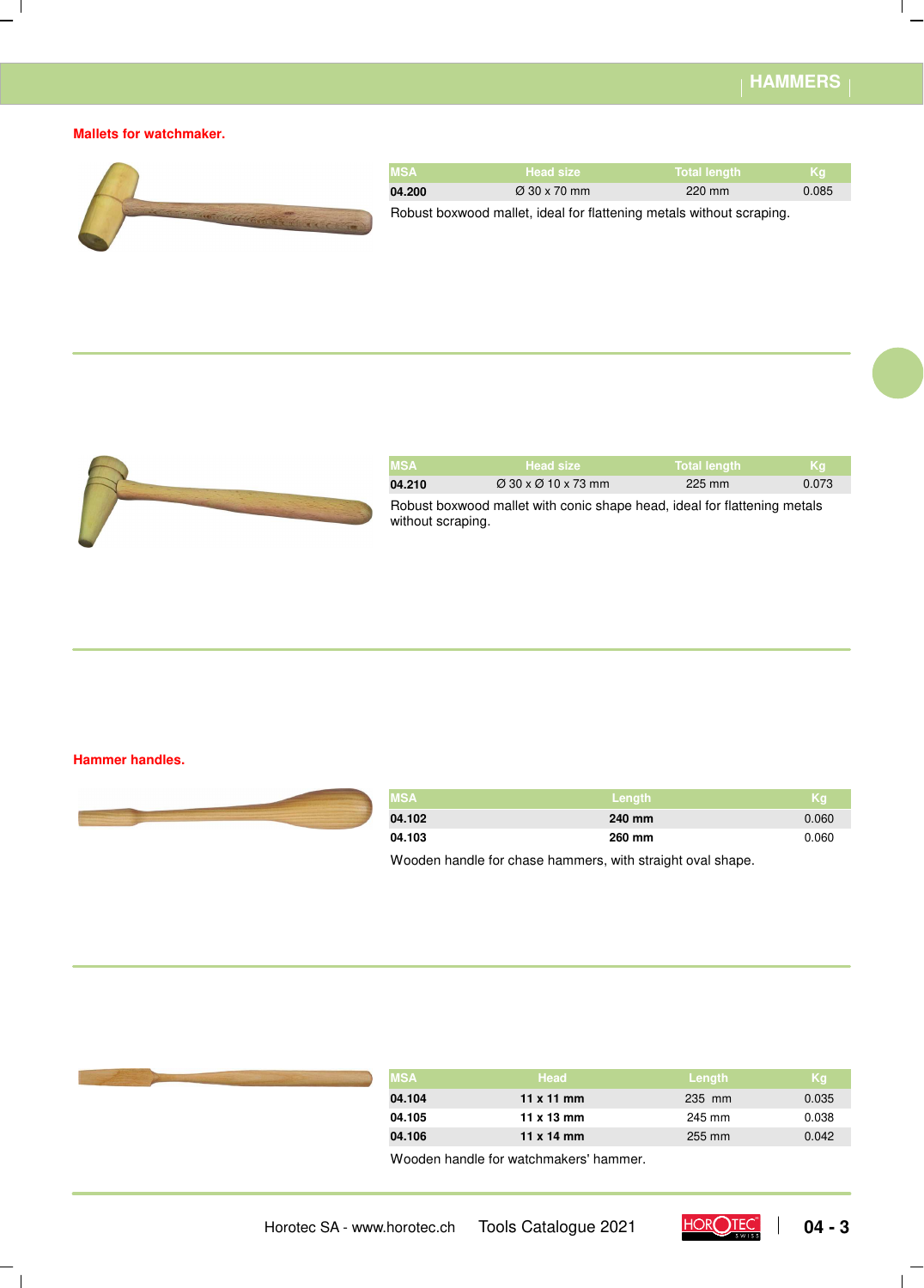## Mallets for watchmaker.

| MSA | Head size | Total length | Kg |
|---|---|---|---|
| **04.200** | Ø 30 x 70 mm | 220 mm | 0.085 |

Robust boxwood mallet, ideal for flattening metals without scraping.

| MSA | Head size | Total length | Kg |
|---|---|---|---|
| **04.210** | Ø 30 x Ø 10 x 73 mm | 225 mm | 0.073 |

Robust boxwood mallet with conic shape head, ideal for flattening metals without scraping.

## Hammer handles.

| MSA | Length | Kg |
|---|---|---|
| **04.102** | **240 mm** | 0.060 |
| **04.103** | **260 mm** | 0.060 |

Wooden handle for chase hammers, with straight oval shape.

| MSA | Head | Length | Kg |
|---|---|---|---|
| **04.104** | **11 x 11 mm** | 235 mm | 0.035 |
| **04.105** | **11 x 13 mm** | 245 mm | 0.038 |
| **04.106** | **11 x 14 mm** | 255 mm | 0.042 |

Wooden handle for watchmakers' hammer.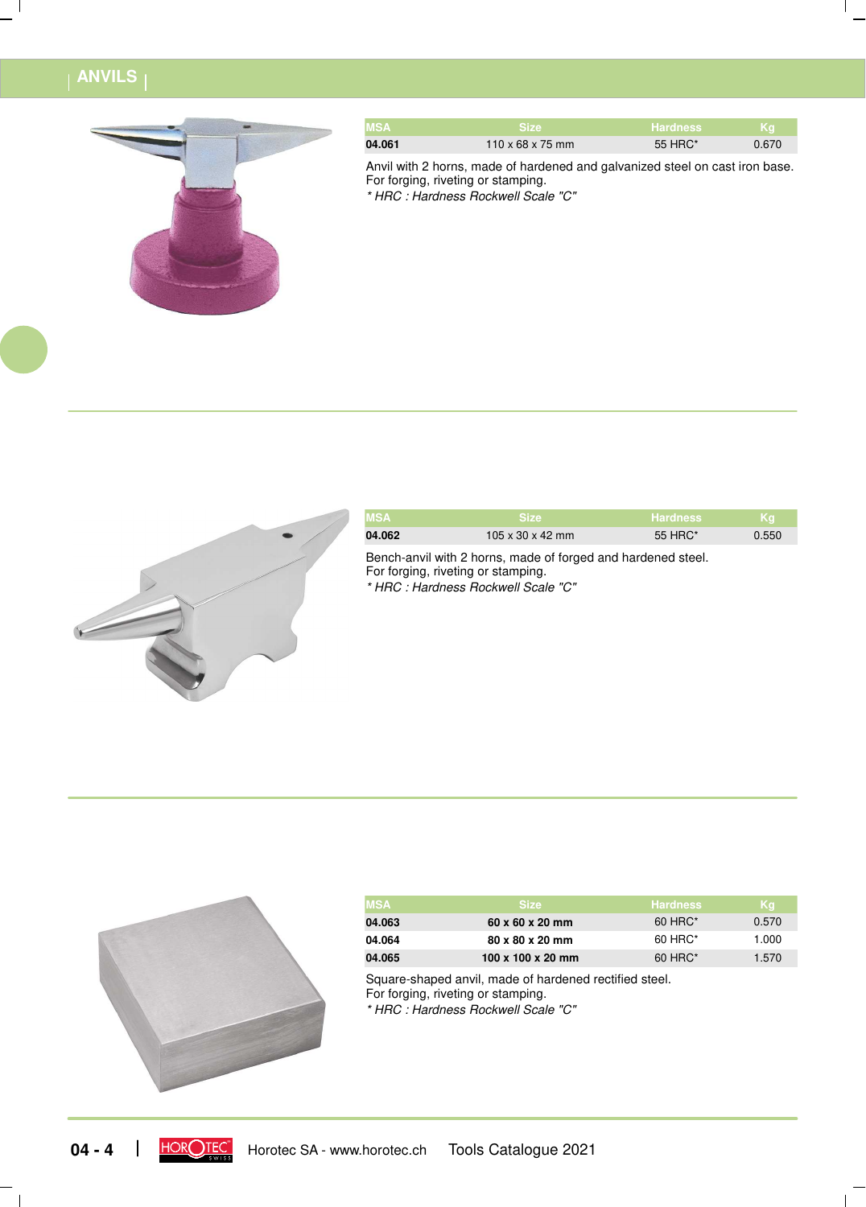# ANVILS

| MSA | Size | Hardness | Kg |
|---|---|---|---|
| **04.061** | 110 x 68 x 75 mm | 55 HRC* | 0.670 |

Anvil with 2 horns, made of hardened and galvanized steel on cast iron base.
For forging, riveting or stamping.
*\* HRC : Hardness Rockwell Scale "C"*

| MSA | Size | Hardness | Kg |
|---|---|---|---|
| **04.062** | 105 x 30 x 42 mm | 55 HRC* | 0.550 |

Bench-anvil with 2 horns, made of forged and hardened steel.
For forging, riveting or stamping.
*\* HRC : Hardness Rockwell Scale "C"*

| MSA | Size | Hardness | Kg |
|---|---|---|---|
| **04.063** | **60 x 60 x 20 mm** | 60 HRC* | 0.570 |
| **04.064** | **80 x 80 x 20 mm** | 60 HRC* | 1.000 |
| **04.065** | **100 x 100 x 20 mm** | 60 HRC* | 1.570 |

Square-shaped anvil, made of hardened rectified steel.
For forging, riveting or stamping.
*\* HRC : Hardness Rockwell Scale "C"*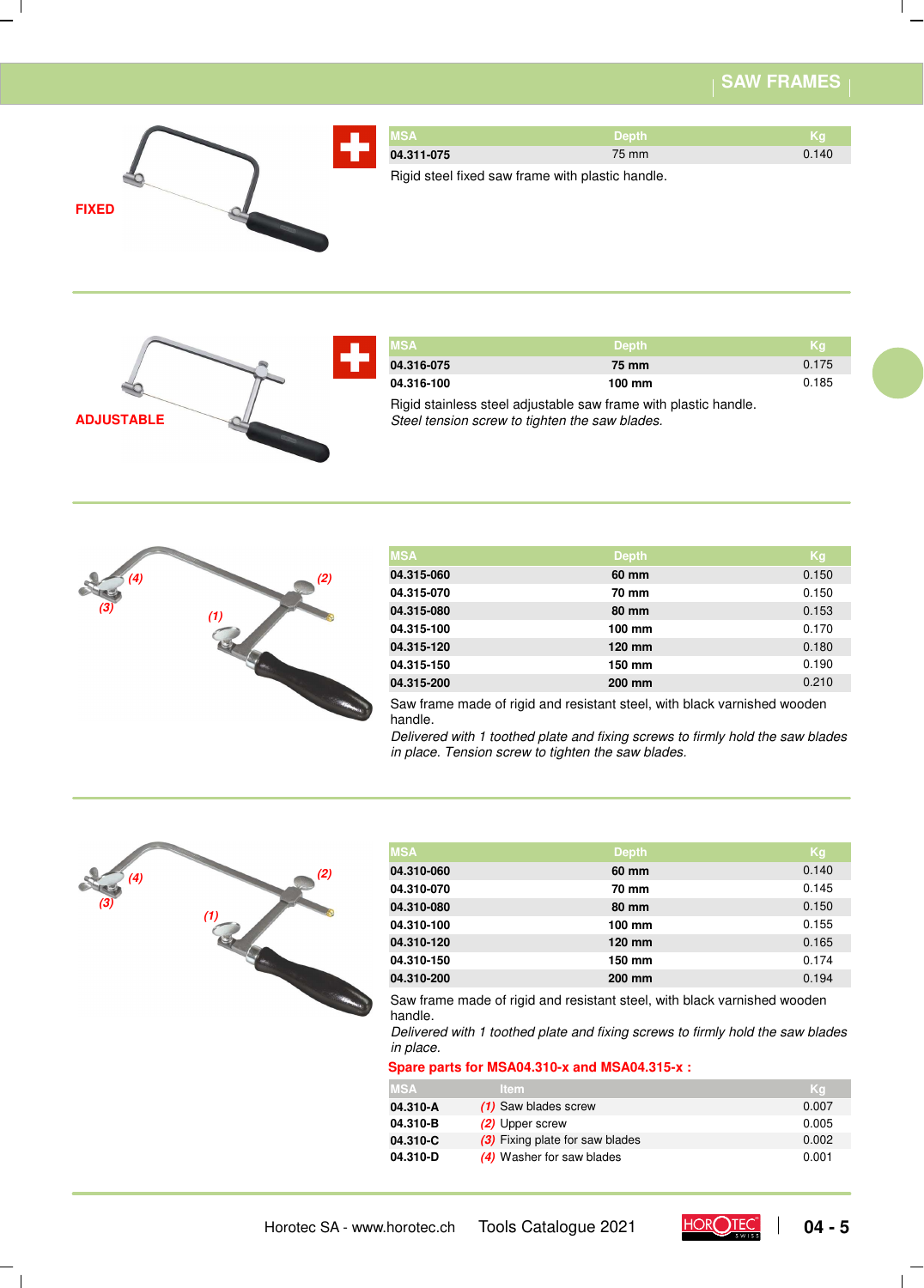# SAW FRAMES

**FIXED**

| MSA | Depth | Kg |
|---|---|---|
| **04.311-075** | 75 mm | 0.140 |

Rigid steel fixed saw frame with plastic handle.

**ADJUSTABLE**

| MSA | Depth | Kg |
|---|---|---|
| **04.316-075** | **75 mm** | 0.175 |
| **04.316-100** | **100 mm** | 0.185 |

Rigid stainless steel adjustable saw frame with plastic handle.
*Steel tension screw to tighten the saw blades.*

(4) (2) (3) (1)

| MSA | Depth | Kg |
|---|---|---|
| **04.315-060** | **60 mm** | 0.150 |
| **04.315-070** | **70 mm** | 0.150 |
| **04.315-080** | **80 mm** | 0.153 |
| **04.315-100** | **100 mm** | 0.170 |
| **04.315-120** | **120 mm** | 0.180 |
| **04.315-150** | **150 mm** | 0.190 |
| **04.315-200** | **200 mm** | 0.210 |

Saw frame made of rigid and resistant steel, with black varnished wooden handle.
*Delivered with 1 toothed plate and fixing screws to firmly hold the saw blades in place. Tension screw to tighten the saw blades.*

(4) (2) (3) (1)

| MSA | Depth | Kg |
|---|---|---|
| **04.310-060** | **60 mm** | 0.140 |
| **04.310-070** | **70 mm** | 0.145 |
| **04.310-080** | **80 mm** | 0.150 |
| **04.310-100** | **100 mm** | 0.155 |
| **04.310-120** | **120 mm** | 0.165 |
| **04.310-150** | **150 mm** | 0.174 |
| **04.310-200** | **200 mm** | 0.194 |

Saw frame made of rigid and resistant steel, with black varnished wooden handle.
*Delivered with 1 toothed plate and fixing screws to firmly hold the saw blades in place.*

**Spare parts for MSA04.310-x and MSA04.315-x :**

| MSA | Item | Kg |
|---|---|---|
| **04.310-A** | *(1)* Saw blades screw | 0.007 |
| **04.310-B** | *(2)* Upper screw | 0.005 |
| **04.310-C** | *(3)* Fixing plate for saw blades | 0.002 |
| **04.310-D** | *(4)* Washer for saw blades | 0.001 |

Horotec SA - www.horotec.ch Tools Catalogue 2021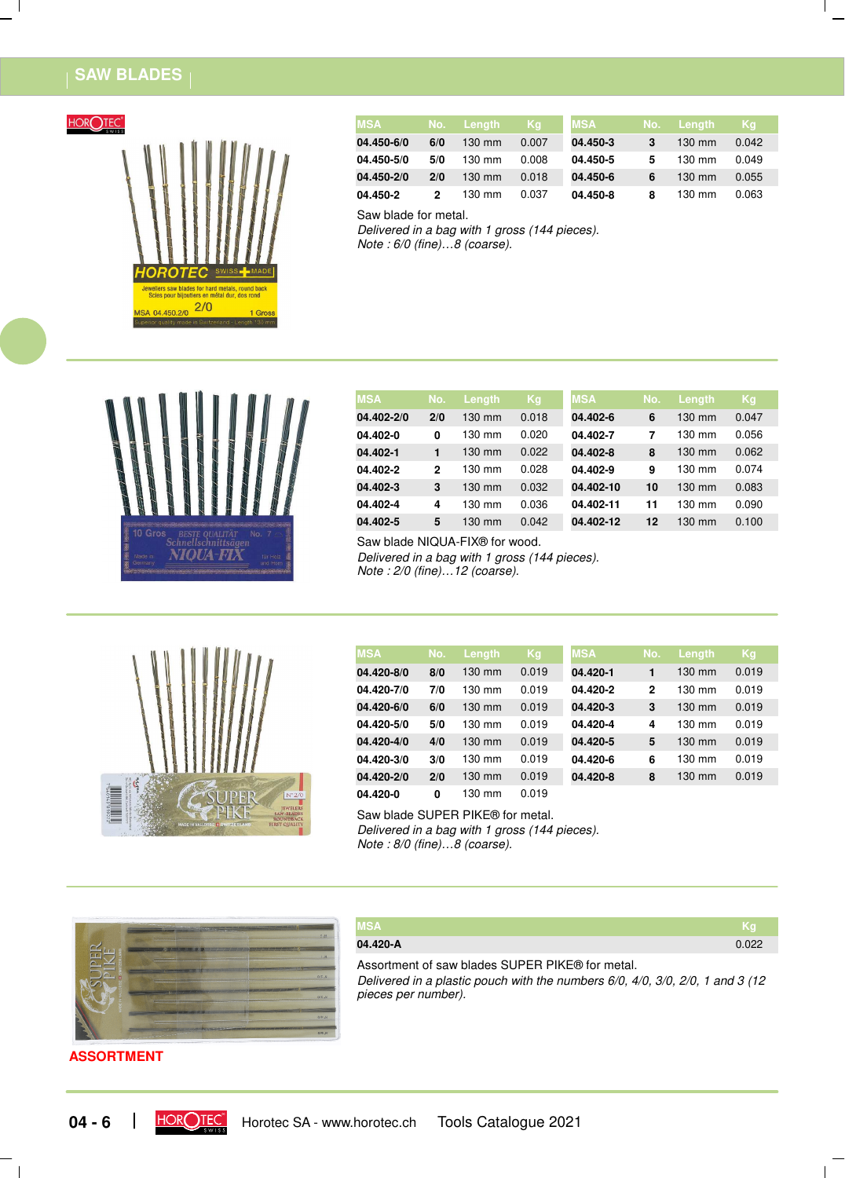# SAW BLADES

| MSA | No. | Length | Kg | MSA | No. | Length | Kg |
|---|---|---|---|---|---|---|---|
| **04.450-6/0** | **6/0** | 130 mm | 0.007 | **04.450-3** | **3** | 130 mm | 0.042 |
| **04.450-5/0** | **5/0** | 130 mm | 0.008 | **04.450-5** | **5** | 130 mm | 0.049 |
| **04.450-2/0** | **2/0** | 130 mm | 0.018 | **04.450-6** | **6** | 130 mm | 0.055 |
| **04.450-2** | **2** | 130 mm | 0.037 | **04.450-8** | **8** | 130 mm | 0.063 |

Saw blade for metal.
*Delivered in a bag with 1 gross (144 pieces).*
*Note : 6/0 (fine)…8 (coarse).*

| MSA | No. | Length | Kg | MSA | No. | Length | Kg |
|---|---|---|---|---|---|---|---|
| **04.402-2/0** | **2/0** | 130 mm | 0.018 | **04.402-6** | **6** | 130 mm | 0.047 |
| **04.402-0** | **0** | 130 mm | 0.020 | **04.402-7** | **7** | 130 mm | 0.056 |
| **04.402-1** | **1** | 130 mm | 0.022 | **04.402-8** | **8** | 130 mm | 0.062 |
| **04.402-2** | **2** | 130 mm | 0.028 | **04.402-9** | **9** | 130 mm | 0.074 |
| **04.402-3** | **3** | 130 mm | 0.032 | **04.402-10** | **10** | 130 mm | 0.083 |
| **04.402-4** | **4** | 130 mm | 0.036 | **04.402-11** | **11** | 130 mm | 0.090 |
| **04.402-5** | **5** | 130 mm | 0.042 | **04.402-12** | **12** | 130 mm | 0.100 |

Saw blade NIQUA-FIX® for wood.
*Delivered in a bag with 1 gross (144 pieces).*
*Note : 2/0 (fine)…12 (coarse).*

| MSA | No. | Length | Kg | MSA | No. | Length | Kg |
|---|---|---|---|---|---|---|---|
| **04.420-8/0** | **8/0** | 130 mm | 0.019 | **04.420-1** | **1** | 130 mm | 0.019 |
| **04.420-7/0** | **7/0** | 130 mm | 0.019 | **04.420-2** | **2** | 130 mm | 0.019 |
| **04.420-6/0** | **6/0** | 130 mm | 0.019 | **04.420-3** | **3** | 130 mm | 0.019 |
| **04.420-5/0** | **5/0** | 130 mm | 0.019 | **04.420-4** | **4** | 130 mm | 0.019 |
| **04.420-4/0** | **4/0** | 130 mm | 0.019 | **04.420-5** | **5** | 130 mm | 0.019 |
| **04.420-3/0** | **3/0** | 130 mm | 0.019 | **04.420-6** | **6** | 130 mm | 0.019 |
| **04.420-2/0** | **2/0** | 130 mm | 0.019 | **04.420-8** | **8** | 130 mm | 0.019 |
| **04.420-0** | **0** | 130 mm | 0.019 | | | | |

Saw blade SUPER PIKE® for metal.
*Delivered in a bag with 1 gross (144 pieces).*
*Note : 8/0 (fine)…8 (coarse).*

**ASSORTMENT**

| MSA | Kg |
|---|---|
| **04.420-A** | 0.022 |

Assortment of saw blades SUPER PIKE® for metal.
*Delivered in a plastic pouch with the numbers 6/0, 4/0, 3/0, 2/0, 1 and 3 (12 pieces per number).*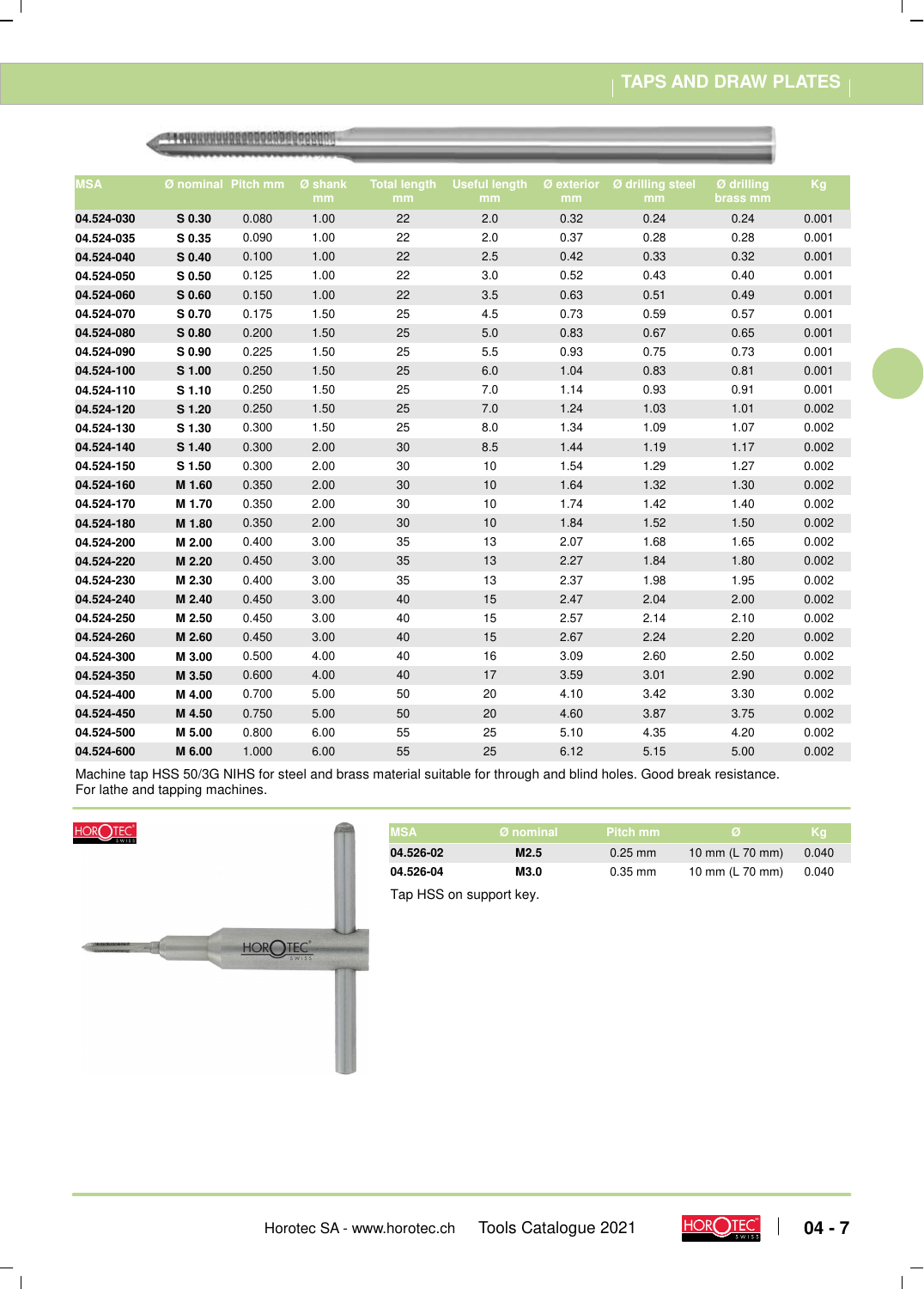## TAPS AND DRAW PLATES

| MSA | Ø nominal | Pitch mm | Ø shank mm | Total length mm | Useful length mm | Ø exterior mm | Ø drilling steel mm | Ø drilling brass mm | Kg |
|---|---|---|---|---|---|---|---|---|---|
| **04.524-030** | **S 0.30** | 0.080 | 1.00 | 22 | 2.0 | 0.32 | 0.24 | 0.24 | 0.001 |
| **04.524-035** | **S 0.35** | 0.090 | 1.00 | 22 | 2.0 | 0.37 | 0.28 | 0.28 | 0.001 |
| **04.524-040** | **S 0.40** | 0.100 | 1.00 | 22 | 2.5 | 0.42 | 0.33 | 0.32 | 0.001 |
| **04.524-050** | **S 0.50** | 0.125 | 1.00 | 22 | 3.0 | 0.52 | 0.43 | 0.40 | 0.001 |
| **04.524-060** | **S 0.60** | 0.150 | 1.00 | 22 | 3.5 | 0.63 | 0.51 | 0.49 | 0.001 |
| **04.524-070** | **S 0.70** | 0.175 | 1.50 | 25 | 4.5 | 0.73 | 0.59 | 0.57 | 0.001 |
| **04.524-080** | **S 0.80** | 0.200 | 1.50 | 25 | 5.0 | 0.83 | 0.67 | 0.65 | 0.001 |
| **04.524-090** | **S 0.90** | 0.225 | 1.50 | 25 | 5.5 | 0.93 | 0.75 | 0.73 | 0.001 |
| **04.524-100** | **S 1.00** | 0.250 | 1.50 | 25 | 6.0 | 1.04 | 0.83 | 0.81 | 0.001 |
| **04.524-110** | **S 1.10** | 0.250 | 1.50 | 25 | 7.0 | 1.14 | 0.93 | 0.91 | 0.001 |
| **04.524-120** | **S 1.20** | 0.250 | 1.50 | 25 | 7.0 | 1.24 | 1.03 | 1.01 | 0.002 |
| **04.524-130** | **S 1.30** | 0.300 | 1.50 | 25 | 8.0 | 1.34 | 1.09 | 1.07 | 0.002 |
| **04.524-140** | **S 1.40** | 0.300 | 2.00 | 30 | 8.5 | 1.44 | 1.19 | 1.17 | 0.002 |
| **04.524-150** | **S 1.50** | 0.300 | 2.00 | 30 | 10 | 1.54 | 1.29 | 1.27 | 0.002 |
| **04.524-160** | **M 1.60** | 0.350 | 2.00 | 30 | 10 | 1.64 | 1.32 | 1.30 | 0.002 |
| **04.524-170** | **M 1.70** | 0.350 | 2.00 | 30 | 10 | 1.74 | 1.42 | 1.40 | 0.002 |
| **04.524-180** | **M 1.80** | 0.350 | 2.00 | 30 | 10 | 1.84 | 1.52 | 1.50 | 0.002 |
| **04.524-200** | **M 2.00** | 0.400 | 3.00 | 35 | 13 | 2.07 | 1.68 | 1.65 | 0.002 |
| **04.524-220** | **M 2.20** | 0.450 | 3.00 | 35 | 13 | 2.27 | 1.84 | 1.80 | 0.002 |
| **04.524-230** | **M 2.30** | 0.400 | 3.00 | 35 | 13 | 2.37 | 1.98 | 1.95 | 0.002 |
| **04.524-240** | **M 2.40** | 0.450 | 3.00 | 40 | 15 | 2.47 | 2.04 | 2.00 | 0.002 |
| **04.524-250** | **M 2.50** | 0.450 | 3.00 | 40 | 15 | 2.57 | 2.14 | 2.10 | 0.002 |
| **04.524-260** | **M 2.60** | 0.450 | 3.00 | 40 | 15 | 2.67 | 2.24 | 2.20 | 0.002 |
| **04.524-300** | **M 3.00** | 0.500 | 4.00 | 40 | 16 | 3.09 | 2.60 | 2.50 | 0.002 |
| **04.524-350** | **M 3.50** | 0.600 | 4.00 | 40 | 17 | 3.59 | 3.01 | 2.90 | 0.002 |
| **04.524-400** | **M 4.00** | 0.700 | 5.00 | 50 | 20 | 4.10 | 3.42 | 3.30 | 0.002 |
| **04.524-450** | **M 4.50** | 0.750 | 5.00 | 50 | 20 | 4.60 | 3.87 | 3.75 | 0.002 |
| **04.524-500** | **M 5.00** | 0.800 | 6.00 | 55 | 25 | 5.10 | 4.35 | 4.20 | 0.002 |
| **04.524-600** | **M 6.00** | 1.000 | 6.00 | 55 | 25 | 6.12 | 5.15 | 5.00 | 0.002 |

Machine tap HSS 50/3G NIHS for steel and brass material suitable for through and blind holes. Good break resistance.
For lathe and tapping machines.

| MSA | Ø nominal | Pitch mm | Ø | Kg |
|---|---|---|---|---|
| **04.526-02** | **M2.5** | 0.25 mm | 10 mm (L 70 mm) | 0.040 |
| **04.526-04** | **M3.0** | 0.35 mm | 10 mm (L 70 mm) | 0.040 |

Tap HSS on support key.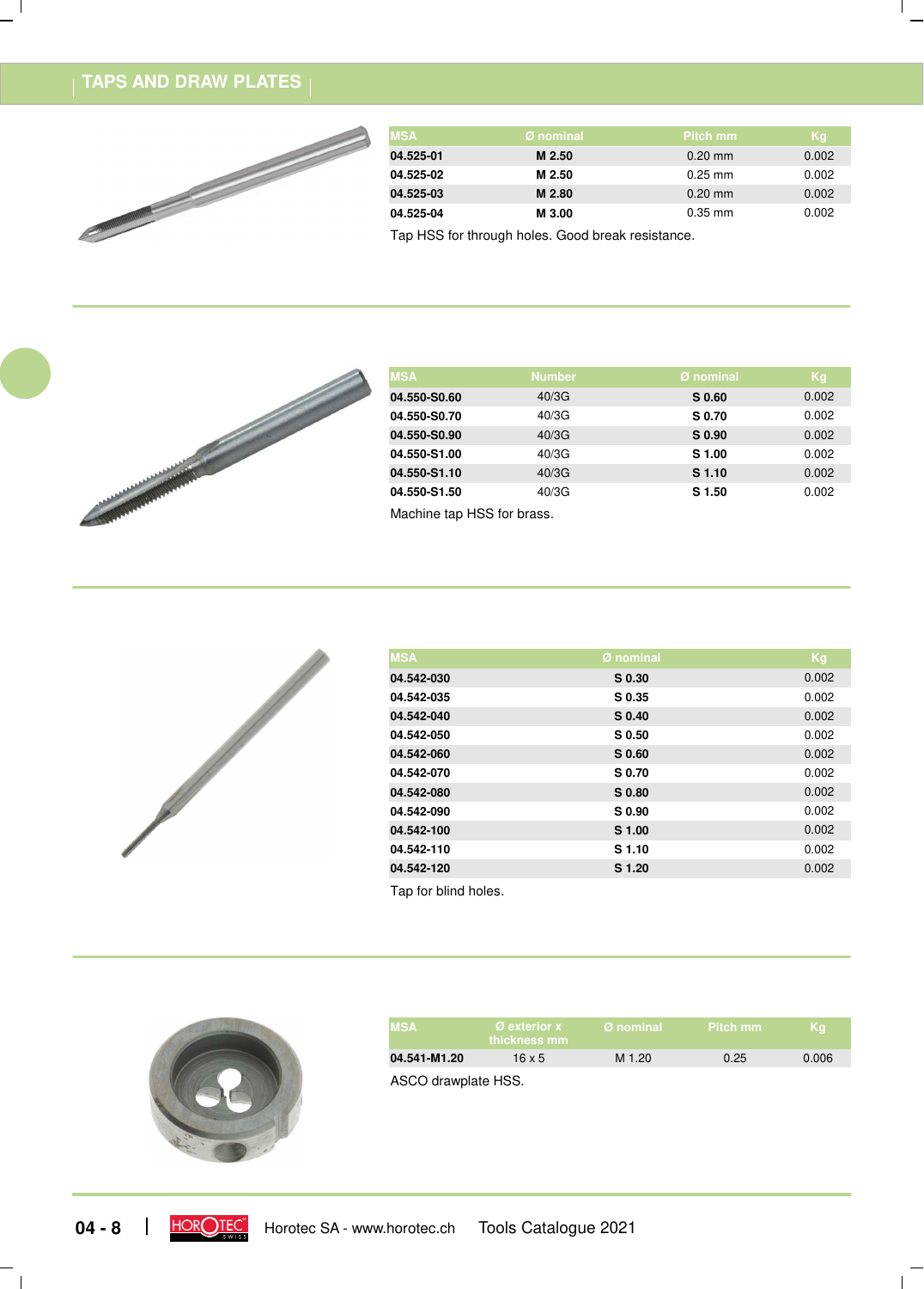# TAPS AND DRAW PLATES

| MSA | Ø nominal | Pitch mm | Kg |
| --- | --- | --- | --- |
| **04.525-01** | **M 2.50** | 0.20 mm | 0.002 |
| **04.525-02** | **M 2.50** | 0.25 mm | 0.002 |
| **04.525-03** | **M 2.80** | 0.20 mm | 0.002 |
| **04.525-04** | **M 3.00** | 0.35 mm | 0.002 |

Tap HSS for through holes. Good break resistance.

| MSA | Number | Ø nominal | Kg |
| --- | --- | --- | --- |
| **04.550-S0.60** | 40/3G | **S 0.60** | 0.002 |
| **04.550-S0.70** | 40/3G | **S 0.70** | 0.002 |
| **04.550-S0.90** | 40/3G | **S 0.90** | 0.002 |
| **04.550-S1.00** | 40/3G | **S 1.00** | 0.002 |
| **04.550-S1.10** | 40/3G | **S 1.10** | 0.002 |
| **04.550-S1.50** | 40/3G | **S 1.50** | 0.002 |

Machine tap HSS for brass.

| MSA | Ø nominal | Kg |
| --- | --- | --- |
| **04.542-030** | **S 0.30** | 0.002 |
| **04.542-035** | **S 0.35** | 0.002 |
| **04.542-040** | **S 0.40** | 0.002 |
| **04.542-050** | **S 0.50** | 0.002 |
| **04.542-060** | **S 0.60** | 0.002 |
| **04.542-070** | **S 0.70** | 0.002 |
| **04.542-080** | **S 0.80** | 0.002 |
| **04.542-090** | **S 0.90** | 0.002 |
| **04.542-100** | **S 1.00** | 0.002 |
| **04.542-110** | **S 1.10** | 0.002 |
| **04.542-120** | **S 1.20** | 0.002 |

Tap for blind holes.

| MSA | Ø exterior x thickness mm | Ø nominal | Pitch mm | Kg |
| --- | --- | --- | --- | --- |
| **04.541-M1.20** | 16 x 5 | M 1.20 | 0.25 | 0.006 |

ASCO drawplate HSS.